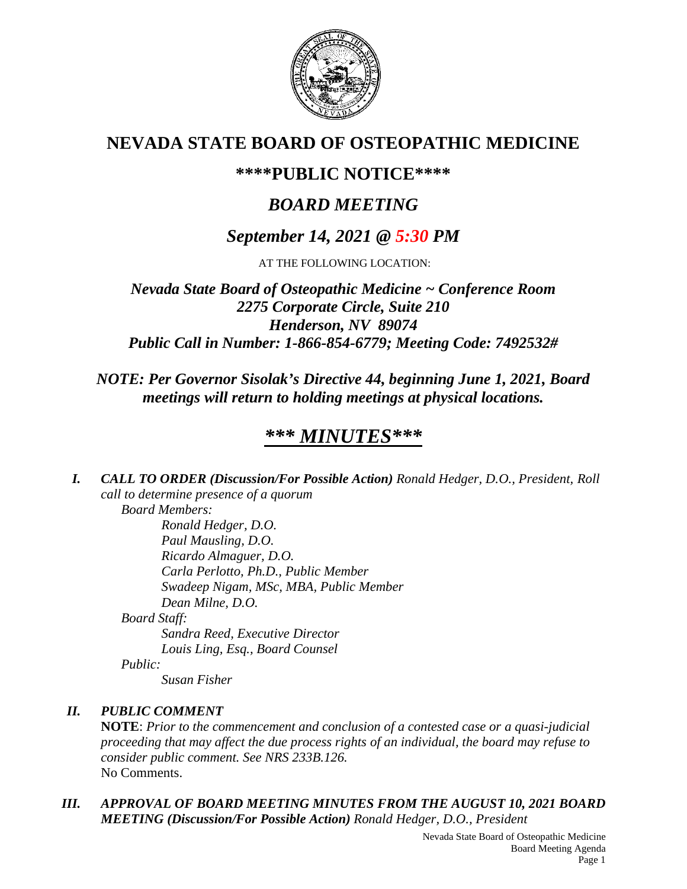# NEVADA STATE BOARD OF OSTEOPATHIC MEDICINE

## \*\*\*\*PUBLIC NOTICE\*\*\*\*

## *BOARD MEETING*

## *September 14, 2021 @ 5:30 PM*

AT THE FOLLOWING LOCATION:

***Nevada State Board of Osteopathic Medicine ~ Conference Room***
***2275 Corporate Circle, Suite 210***
***Henderson, NV 89074***
***Public Call in Number: 1-866-854-6779; Meeting Code: 7492532#***

***NOTE: Per Governor Sisolak's Directive 44, beginning June 1, 2021, Board meetings will return to holding meetings at physical locations.***

## *\*\*\* MINUTES\*\*\**

***I. CALL TO ORDER (Discussion/For Possible Action)*** *Ronald Hedger, D.O., President, Roll call to determine presence of a quorum*

*Board Members:*

*Ronald Hedger, D.O.*
*Paul Mausling, D.O.*
*Ricardo Almaguer, D.O.*
*Carla Perlotto, Ph.D., Public Member*
*Swadeep Nigam, MSc, MBA, Public Member*
*Dean Milne, D.O.*

*Board Staff:*

*Sandra Reed, Executive Director*
*Louis Ling, Esq., Board Counsel*

*Public:*

*Susan Fisher*

***II. PUBLIC COMMENT***

**NOTE**: *Prior to the commencement and conclusion of a contested case or a quasi-judicial proceeding that may affect the due process rights of an individual, the board may refuse to consider public comment. See NRS 233B.126.*

No Comments.

***III. APPROVAL OF BOARD MEETING MINUTES FROM THE AUGUST 10, 2021 BOARD MEETING (Discussion/For Possible Action)*** *Ronald Hedger, D.O., President*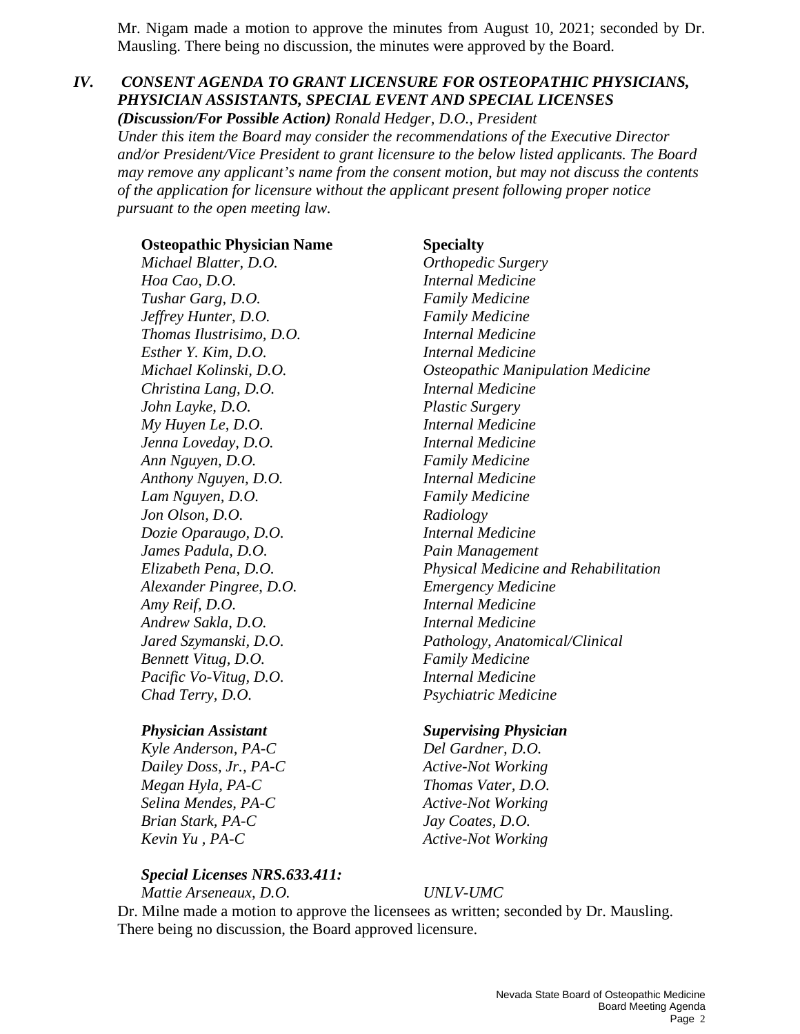Mr. Nigam made a motion to approve the minutes from August 10, 2021; seconded by Dr. Mausling. There being no discussion, the minutes were approved by the Board.

## *IV. CONSENT AGENDA TO GRANT LICENSURE FOR OSTEOPATHIC PHYSICIANS, PHYSICIAN ASSISTANTS, SPECIAL EVENT AND SPECIAL LICENSES*

***(Discussion/For Possible Action)*** *Ronald Hedger, D.O., President*
*Under this item the Board may consider the recommendations of the Executive Director and/or President/Vice President to grant licensure to the below listed applicants. The Board may remove any applicant's name from the consent motion, but may not discuss the contents of the application for licensure without the applicant present following proper notice pursuant to the open meeting law.*

| **Osteopathic Physician Name** | **Specialty** |
| --- | --- |
| *Michael Blatter, D.O.* | *Orthopedic Surgery* |
| *Hoa Cao, D.O.* | *Internal Medicine* |
| *Tushar Garg, D.O.* | *Family Medicine* |
| *Jeffrey Hunter, D.O.* | *Family Medicine* |
| *Thomas Ilustrisimo, D.O.* | *Internal Medicine* |
| *Esther Y. Kim, D.O.* | *Internal Medicine* |
| *Michael Kolinski, D.O.* | *Osteopathic Manipulation Medicine* |
| *Christina Lang, D.O.* | *Internal Medicine* |
| *John Layke, D.O.* | *Plastic Surgery* |
| *My Huyen Le, D.O.* | *Internal Medicine* |
| *Jenna Loveday, D.O.* | *Internal Medicine* |
| *Ann Nguyen, D.O.* | *Family Medicine* |
| *Anthony Nguyen, D.O.* | *Internal Medicine* |
| *Lam Nguyen, D.O.* | *Family Medicine* |
| *Jon Olson, D.O.* | *Radiology* |
| *Dozie Oparaugo, D.O.* | *Internal Medicine* |
| *James Padula, D.O.* | *Pain Management* |
| *Elizabeth Pena, D.O.* | *Physical Medicine and Rehabilitation* |
| *Alexander Pingree, D.O.* | *Emergency Medicine* |
| *Amy Reif, D.O.* | *Internal Medicine* |
| *Andrew Sakla, D.O.* | *Internal Medicine* |
| *Jared Szymanski, D.O.* | *Pathology, Anatomical/Clinical* |
| *Bennett Vitug, D.O.* | *Family Medicine* |
| *Pacific Vo-Vitug, D.O.* | *Internal Medicine* |
| *Chad Terry, D.O.* | *Psychiatric Medicine* |

| ***Physician Assistant*** | ***Supervising Physician*** |
| --- | --- |
| *Kyle Anderson, PA-C* | *Del Gardner, D.O.* |
| *Dailey Doss, Jr., PA-C* | *Active-Not Working* |
| *Megan Hyla, PA-C* | *Thomas Vater, D.O.* |
| *Selina Mendes, PA-C* | *Active-Not Working* |
| *Brian Stark, PA-C* | *Jay Coates, D.O.* |
| *Kevin Yu , PA-C* | *Active-Not Working* |

***Special Licenses NRS.633.411:***

| | |
| --- | --- |
| *Mattie Arseneaux, D.O.* | *UNLV-UMC* |

Dr. Milne made a motion to approve the licensees as written; seconded by Dr. Mausling. There being no discussion, the Board approved licensure.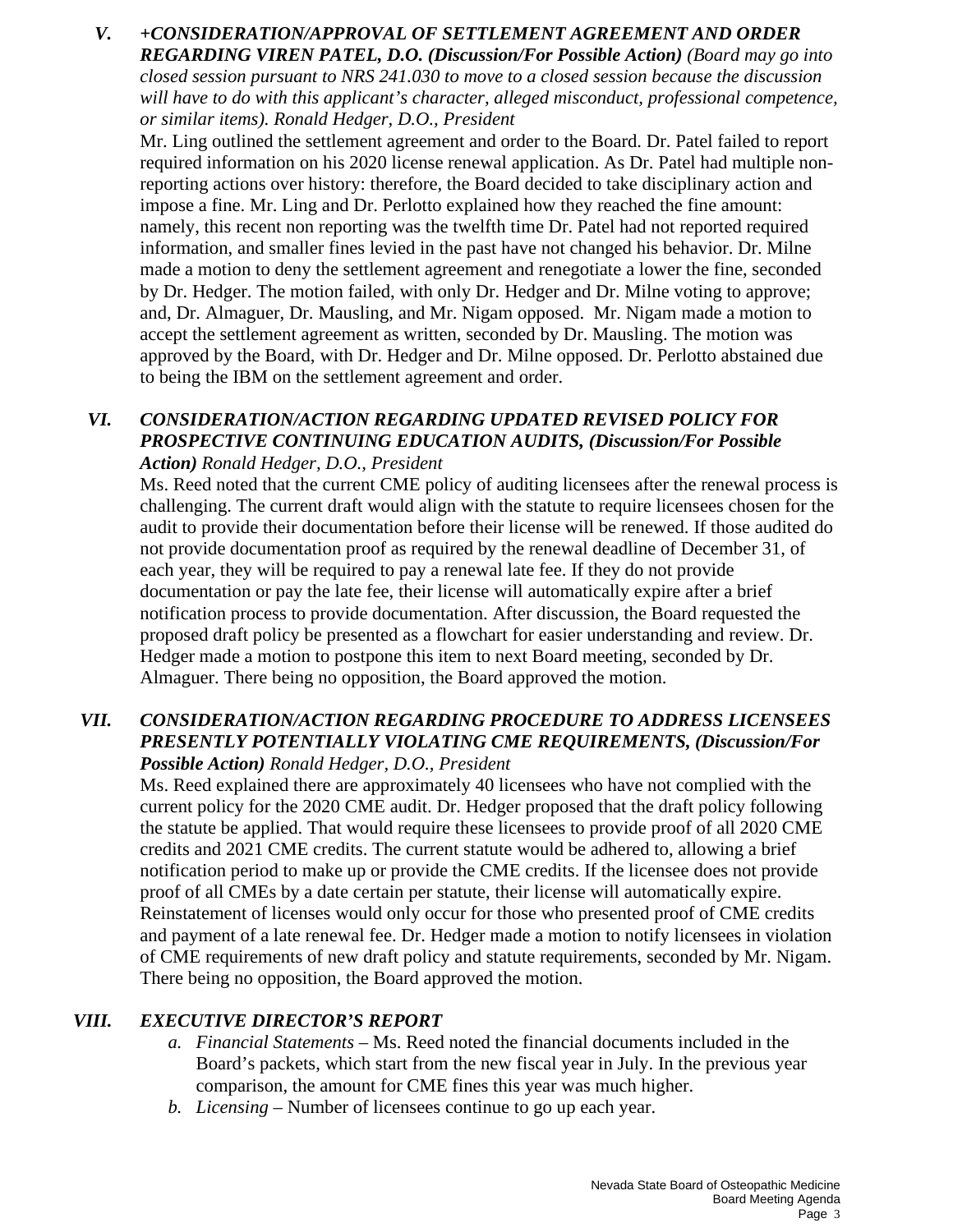## V. *+CONSIDERATION/APPROVAL OF SETTLEMENT AGREEMENT AND ORDER REGARDING VIREN PATEL, D.O. (Discussion/For Possible Action) (Board may go into closed session pursuant to NRS 241.030 to move to a closed session because the discussion will have to do with this applicant's character, alleged misconduct, professional competence, or similar items). Ronald Hedger, D.O., President*

Mr. Ling outlined the settlement agreement and order to the Board. Dr. Patel failed to report required information on his 2020 license renewal application. As Dr. Patel had multiple non-reporting actions over history: therefore, the Board decided to take disciplinary action and impose a fine. Mr. Ling and Dr. Perlotto explained how they reached the fine amount: namely, this recent non reporting was the twelfth time Dr. Patel had not reported required information, and smaller fines levied in the past have not changed his behavior. Dr. Milne made a motion to deny the settlement agreement and renegotiate a lower the fine, seconded by Dr. Hedger. The motion failed, with only Dr. Hedger and Dr. Milne voting to approve; and, Dr. Almaguer, Dr. Mausling, and Mr. Nigam opposed. Mr. Nigam made a motion to accept the settlement agreement as written, seconded by Dr. Mausling. The motion was approved by the Board, with Dr. Hedger and Dr. Milne opposed. Dr. Perlotto abstained due to being the IBM on the settlement agreement and order.

## VI. *CONSIDERATION/ACTION REGARDING UPDATED REVISED POLICY FOR PROSPECTIVE CONTINUING EDUCATION AUDITS, (Discussion/For Possible Action) Ronald Hedger, D.O., President*

Ms. Reed noted that the current CME policy of auditing licensees after the renewal process is challenging. The current draft would align with the statute to require licensees chosen for the audit to provide their documentation before their license will be renewed. If those audited do not provide documentation proof as required by the renewal deadline of December 31, of each year, they will be required to pay a renewal late fee. If they do not provide documentation or pay the late fee, their license will automatically expire after a brief notification process to provide documentation. After discussion, the Board requested the proposed draft policy be presented as a flowchart for easier understanding and review. Dr. Hedger made a motion to postpone this item to next Board meeting, seconded by Dr. Almaguer. There being no opposition, the Board approved the motion.

## VII. *CONSIDERATION/ACTION REGARDING PROCEDURE TO ADDRESS LICENSEES PRESENTLY POTENTIALLY VIOLATING CME REQUIREMENTS, (Discussion/For Possible Action) Ronald Hedger, D.O., President*

Ms. Reed explained there are approximately 40 licensees who have not complied with the current policy for the 2020 CME audit. Dr. Hedger proposed that the draft policy following the statute be applied. That would require these licensees to provide proof of all 2020 CME credits and 2021 CME credits. The current statute would be adhered to, allowing a brief notification period to make up or provide the CME credits. If the licensee does not provide proof of all CMEs by a date certain per statute, their license will automatically expire. Reinstatement of licenses would only occur for those who presented proof of CME credits and payment of a late renewal fee. Dr. Hedger made a motion to notify licensees in violation of CME requirements of new draft policy and statute requirements, seconded by Mr. Nigam. There being no opposition, the Board approved the motion.

## VIII. *EXECUTIVE DIRECTOR'S REPORT*

a. *Financial Statements* – Ms. Reed noted the financial documents included in the Board's packets, which start from the new fiscal year in July. In the previous year comparison, the amount for CME fines this year was much higher.
b. *Licensing* – Number of licensees continue to go up each year.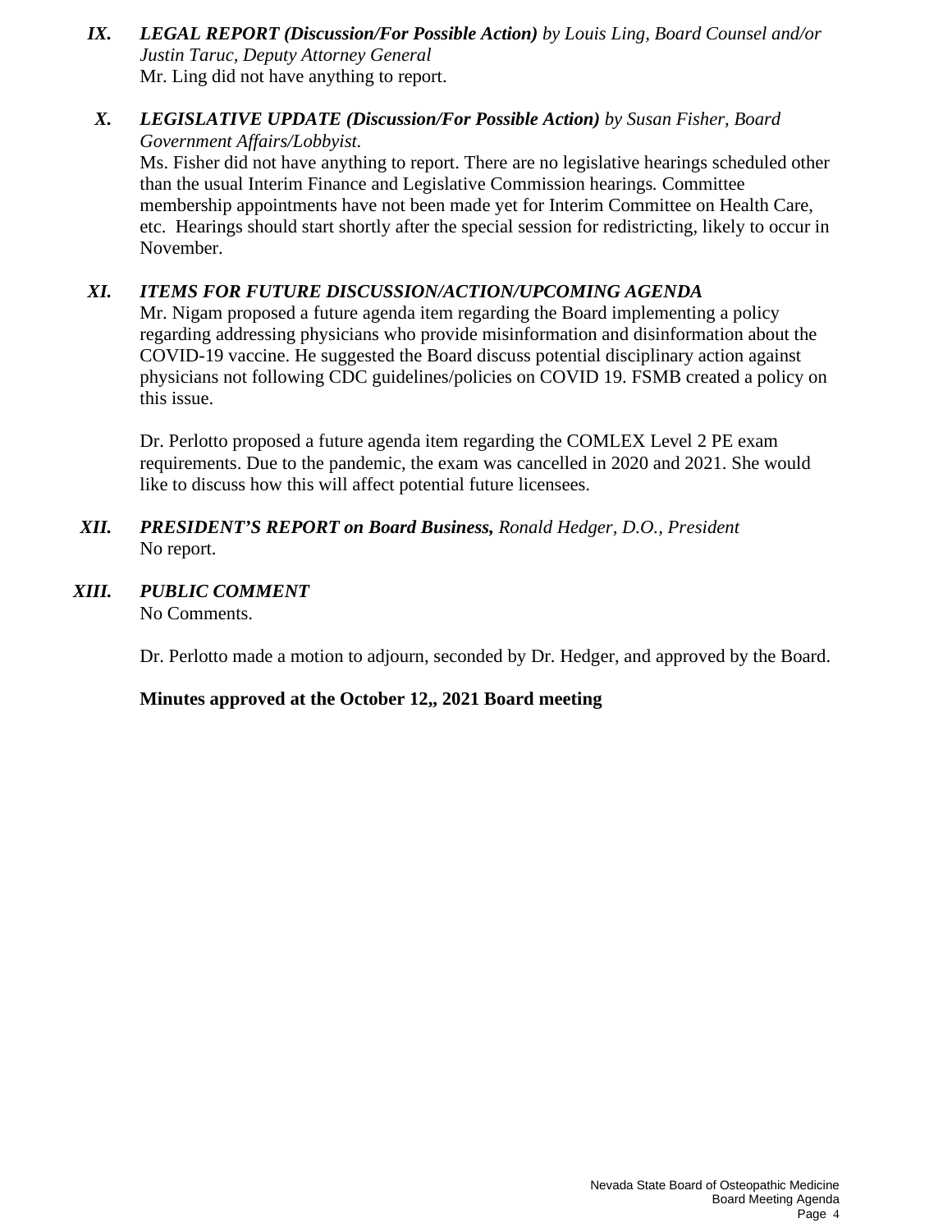***IX. LEGAL REPORT (Discussion/For Possible Action)** by Louis Ling, Board Counsel and/or Justin Taruc, Deputy Attorney General*

Mr. Ling did not have anything to report.

***X. LEGISLATIVE UPDATE (Discussion/For Possible Action)** by Susan Fisher, Board Government Affairs/Lobbyist.*

Ms. Fisher did not have anything to report. There are no legislative hearings scheduled other than the usual Interim Finance and Legislative Commission hearings. Committee membership appointments have not been made yet for Interim Committee on Health Care, etc. Hearings should start shortly after the special session for redistricting, likely to occur in November.

***XI. ITEMS FOR FUTURE DISCUSSION/ACTION/UPCOMING AGENDA***

Mr. Nigam proposed a future agenda item regarding the Board implementing a policy regarding addressing physicians who provide misinformation and disinformation about the COVID-19 vaccine. He suggested the Board discuss potential disciplinary action against physicians not following CDC guidelines/policies on COVID 19. FSMB created a policy on this issue.

Dr. Perlotto proposed a future agenda item regarding the COMLEX Level 2 PE exam requirements. Due to the pandemic, the exam was cancelled in 2020 and 2021. She would like to discuss how this will affect potential future licensees.

***XII. PRESIDENT'S REPORT on Board Business,** Ronald Hedger, D.O., President*

No report.

***XIII. PUBLIC COMMENT***

No Comments.

Dr. Perlotto made a motion to adjourn, seconded by Dr. Hedger, and approved by the Board.

**Minutes approved at the October 12,, 2021 Board meeting**